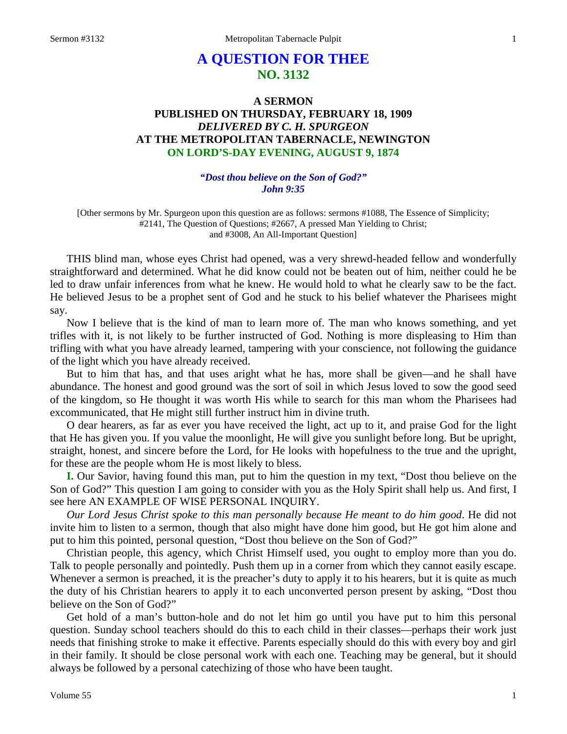# A QUESTION FOR THEE
## NO. 3132

### A SERMON
### PUBLISHED ON THURSDAY, FEBRUARY 18, 1909
### *DELIVERED BY C. H. SPURGEON*
### AT THE METROPOLITAN TABERNACLE, NEWINGTON
### ON LORD'S-DAY EVENING, AUGUST 9, 1874

***"Dost thou believe on the Son of God?" John 9:35***

[Other sermons by Mr. Spurgeon upon this question are as follows: sermons #1088, The Essence of Simplicity; #2141, The Question of Questions; #2667, A pressed Man Yielding to Christ; and #3008, An All-Important Question]

THIS blind man, whose eyes Christ had opened, was a very shrewd-headed fellow and wonderfully straightforward and determined. What he did know could not be beaten out of him, neither could he be led to draw unfair inferences from what he knew. He would hold to what he clearly saw to be the fact. He believed Jesus to be a prophet sent of God and he stuck to his belief whatever the Pharisees might say.

Now I believe that is the kind of man to learn more of. The man who knows something, and yet trifles with it, is not likely to be further instructed of God. Nothing is more displeasing to Him than trifling with what you have already learned, tampering with your conscience, not following the guidance of the light which you have already received.

But to him that has, and that uses aright what he has, more shall be given—and he shall have abundance. The honest and good ground was the sort of soil in which Jesus loved to sow the good seed of the kingdom, so He thought it was worth His while to search for this man whom the Pharisees had excommunicated, that He might still further instruct him in divine truth.

O dear hearers, as far as ever you have received the light, act up to it, and praise God for the light that He has given you. If you value the moonlight, He will give you sunlight before long. But be upright, straight, honest, and sincere before the Lord, for He looks with hopefulness to the true and the upright, for these are the people whom He is most likely to bless.

**I.** Our Savior, having found this man, put to him the question in my text, "Dost thou believe on the Son of God?" This question I am going to consider with you as the Holy Spirit shall help us. And first, I see here AN EXAMPLE OF WISE PERSONAL INQUIRY.

*Our Lord Jesus Christ spoke to this man personally because He meant to do him good*. He did not invite him to listen to a sermon, though that also might have done him good, but He got him alone and put to him this pointed, personal question, "Dost thou believe on the Son of God?"

Christian people, this agency, which Christ Himself used, you ought to employ more than you do. Talk to people personally and pointedly. Push them up in a corner from which they cannot easily escape. Whenever a sermon is preached, it is the preacher's duty to apply it to his hearers, but it is quite as much the duty of his Christian hearers to apply it to each unconverted person present by asking, "Dost thou believe on the Son of God?"

Get hold of a man's button-hole and do not let him go until you have put to him this personal question. Sunday school teachers should do this to each child in their classes—perhaps their work just needs that finishing stroke to make it effective. Parents especially should do this with every boy and girl in their family. It should be close personal work with each one. Teaching may be general, but it should always be followed by a personal catechizing of those who have been taught.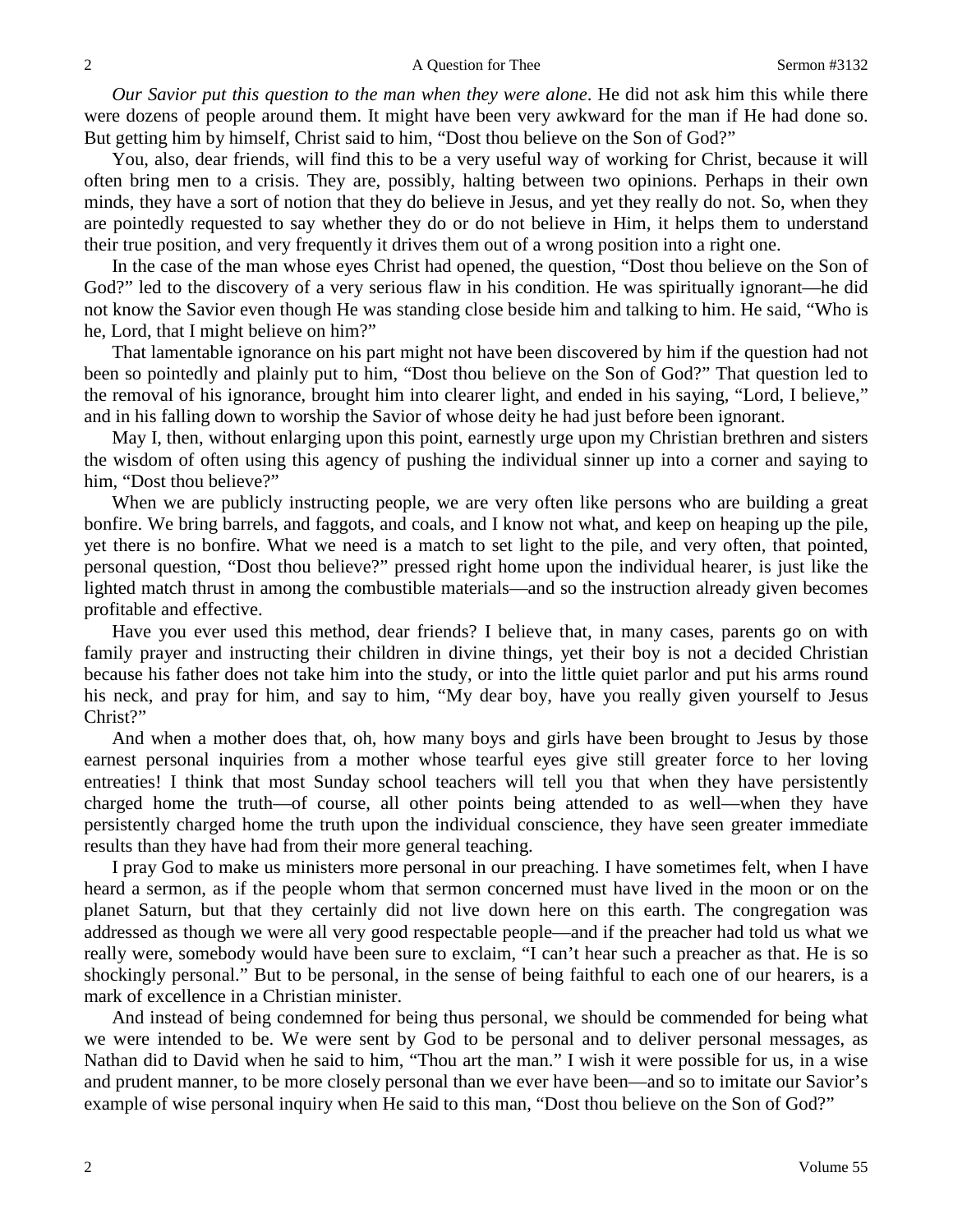*Our Savior put this question to the man when they were alone*. He did not ask him this while there were dozens of people around them. It might have been very awkward for the man if He had done so. But getting him by himself, Christ said to him, "Dost thou believe on the Son of God?"

You, also, dear friends, will find this to be a very useful way of working for Christ, because it will often bring men to a crisis. They are, possibly, halting between two opinions. Perhaps in their own minds, they have a sort of notion that they do believe in Jesus, and yet they really do not. So, when they are pointedly requested to say whether they do or do not believe in Him, it helps them to understand their true position, and very frequently it drives them out of a wrong position into a right one.

In the case of the man whose eyes Christ had opened, the question, "Dost thou believe on the Son of God?" led to the discovery of a very serious flaw in his condition. He was spiritually ignorant—he did not know the Savior even though He was standing close beside him and talking to him. He said, "Who is he, Lord, that I might believe on him?"

That lamentable ignorance on his part might not have been discovered by him if the question had not been so pointedly and plainly put to him, "Dost thou believe on the Son of God?" That question led to the removal of his ignorance, brought him into clearer light, and ended in his saying, "Lord, I believe," and in his falling down to worship the Savior of whose deity he had just before been ignorant.

May I, then, without enlarging upon this point, earnestly urge upon my Christian brethren and sisters the wisdom of often using this agency of pushing the individual sinner up into a corner and saying to him, "Dost thou believe?"

When we are publicly instructing people, we are very often like persons who are building a great bonfire. We bring barrels, and faggots, and coals, and I know not what, and keep on heaping up the pile, yet there is no bonfire. What we need is a match to set light to the pile, and very often, that pointed, personal question, "Dost thou believe?" pressed right home upon the individual hearer, is just like the lighted match thrust in among the combustible materials—and so the instruction already given becomes profitable and effective.

Have you ever used this method, dear friends? I believe that, in many cases, parents go on with family prayer and instructing their children in divine things, yet their boy is not a decided Christian because his father does not take him into the study, or into the little quiet parlor and put his arms round his neck, and pray for him, and say to him, "My dear boy, have you really given yourself to Jesus Christ?"

And when a mother does that, oh, how many boys and girls have been brought to Jesus by those earnest personal inquiries from a mother whose tearful eyes give still greater force to her loving entreaties! I think that most Sunday school teachers will tell you that when they have persistently charged home the truth—of course, all other points being attended to as well—when they have persistently charged home the truth upon the individual conscience, they have seen greater immediate results than they have had from their more general teaching.

I pray God to make us ministers more personal in our preaching. I have sometimes felt, when I have heard a sermon, as if the people whom that sermon concerned must have lived in the moon or on the planet Saturn, but that they certainly did not live down here on this earth. The congregation was addressed as though we were all very good respectable people—and if the preacher had told us what we really were, somebody would have been sure to exclaim, "I can't hear such a preacher as that. He is so shockingly personal." But to be personal, in the sense of being faithful to each one of our hearers, is a mark of excellence in a Christian minister.

And instead of being condemned for being thus personal, we should be commended for being what we were intended to be. We were sent by God to be personal and to deliver personal messages, as Nathan did to David when he said to him, "Thou art the man." I wish it were possible for us, in a wise and prudent manner, to be more closely personal than we ever have been—and so to imitate our Savior's example of wise personal inquiry when He said to this man, "Dost thou believe on the Son of God?"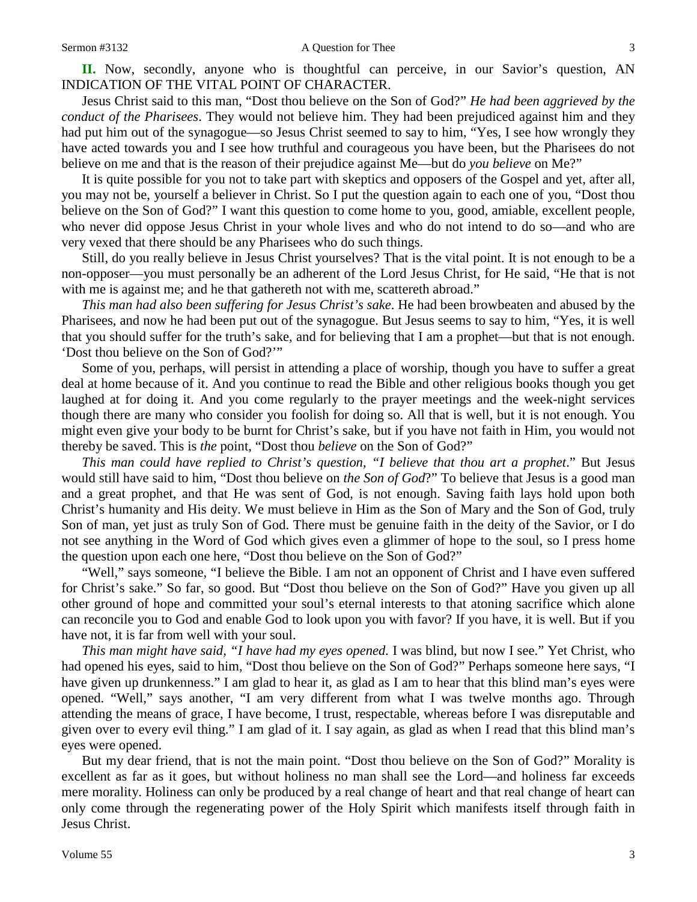**II.** Now, secondly, anyone who is thoughtful can perceive, in our Savior's question, AN INDICATION OF THE VITAL POINT OF CHARACTER.

Jesus Christ said to this man, "Dost thou believe on the Son of God?" *He had been aggrieved by the conduct of the Pharisees*. They would not believe him. They had been prejudiced against him and they had put him out of the synagogue—so Jesus Christ seemed to say to him, "Yes, I see how wrongly they have acted towards you and I see how truthful and courageous you have been, but the Pharisees do not believe on me and that is the reason of their prejudice against Me—but do *you believe* on Me?"

It is quite possible for you not to take part with skeptics and opposers of the Gospel and yet, after all, you may not be, yourself a believer in Christ. So I put the question again to each one of you, "Dost thou believe on the Son of God?" I want this question to come home to you, good, amiable, excellent people, who never did oppose Jesus Christ in your whole lives and who do not intend to do so—and who are very vexed that there should be any Pharisees who do such things.

Still, do you really believe in Jesus Christ yourselves? That is the vital point. It is not enough to be a non-opposer—you must personally be an adherent of the Lord Jesus Christ, for He said, "He that is not with me is against me; and he that gathereth not with me, scattereth abroad."

*This man had also been suffering for Jesus Christ's sake*. He had been browbeaten and abused by the Pharisees, and now he had been put out of the synagogue. But Jesus seems to say to him, "Yes, it is well that you should suffer for the truth's sake, and for believing that I am a prophet—but that is not enough. 'Dost thou believe on the Son of God?'"

Some of you, perhaps, will persist in attending a place of worship, though you have to suffer a great deal at home because of it. And you continue to read the Bible and other religious books though you get laughed at for doing it. And you come regularly to the prayer meetings and the week-night services though there are many who consider you foolish for doing so. All that is well, but it is not enough. You might even give your body to be burnt for Christ's sake, but if you have not faith in Him, you would not thereby be saved. This is *the* point, "Dost thou *believe* on the Son of God?"

*This man could have replied to Christ's question, "I believe that thou art a prophet*." But Jesus would still have said to him, "Dost thou believe on *the Son of God*?" To believe that Jesus is a good man and a great prophet, and that He was sent of God, is not enough. Saving faith lays hold upon both Christ's humanity and His deity. We must believe in Him as the Son of Mary and the Son of God, truly Son of man, yet just as truly Son of God. There must be genuine faith in the deity of the Savior, or I do not see anything in the Word of God which gives even a glimmer of hope to the soul, so I press home the question upon each one here, "Dost thou believe on the Son of God?"

"Well," says someone, "I believe the Bible. I am not an opponent of Christ and I have even suffered for Christ's sake." So far, so good. But "Dost thou believe on the Son of God?" Have you given up all other ground of hope and committed your soul's eternal interests to that atoning sacrifice which alone can reconcile you to God and enable God to look upon you with favor? If you have, it is well. But if you have not, it is far from well with your soul.

*This man might have said, "I have had my eyes opened.* I was blind, but now I see." Yet Christ, who had opened his eyes, said to him, "Dost thou believe on the Son of God?" Perhaps someone here says, "I have given up drunkenness." I am glad to hear it, as glad as I am to hear that this blind man's eyes were opened. "Well," says another, "I am very different from what I was twelve months ago. Through attending the means of grace, I have become, I trust, respectable, whereas before I was disreputable and given over to every evil thing." I am glad of it. I say again, as glad as when I read that this blind man's eyes were opened.

But my dear friend, that is not the main point. "Dost thou believe on the Son of God?" Morality is excellent as far as it goes, but without holiness no man shall see the Lord—and holiness far exceeds mere morality. Holiness can only be produced by a real change of heart and that real change of heart can only come through the regenerating power of the Holy Spirit which manifests itself through faith in Jesus Christ.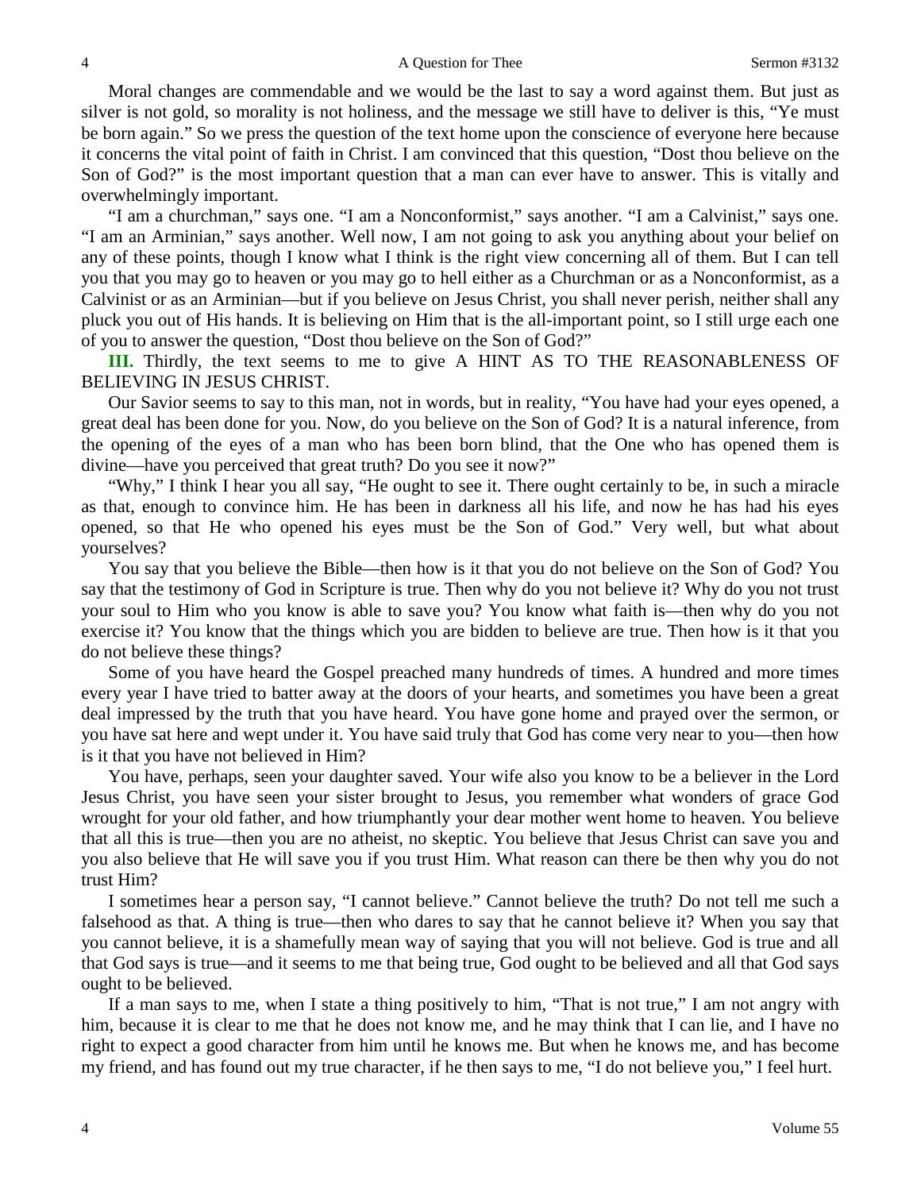Moral changes are commendable and we would be the last to say a word against them. But just as silver is not gold, so morality is not holiness, and the message we still have to deliver is this, "Ye must be born again." So we press the question of the text home upon the conscience of everyone here because it concerns the vital point of faith in Christ. I am convinced that this question, "Dost thou believe on the Son of God?" is the most important question that a man can ever have to answer. This is vitally and overwhelmingly important.

"I am a churchman," says one. "I am a Nonconformist," says another. "I am a Calvinist," says one. "I am an Arminian," says another. Well now, I am not going to ask you anything about your belief on any of these points, though I know what I think is the right view concerning all of them. But I can tell you that you may go to heaven or you may go to hell either as a Churchman or as a Nonconformist, as a Calvinist or as an Arminian—but if you believe on Jesus Christ, you shall never perish, neither shall any pluck you out of His hands. It is believing on Him that is the all-important point, so I still urge each one of you to answer the question, "Dost thou believe on the Son of God?"

**III.** Thirdly, the text seems to me to give A HINT AS TO THE REASONABLENESS OF BELIEVING IN JESUS CHRIST.

Our Savior seems to say to this man, not in words, but in reality, "You have had your eyes opened, a great deal has been done for you. Now, do you believe on the Son of God? It is a natural inference, from the opening of the eyes of a man who has been born blind, that the One who has opened them is divine—have you perceived that great truth? Do you see it now?"

"Why," I think I hear you all say, "He ought to see it. There ought certainly to be, in such a miracle as that, enough to convince him. He has been in darkness all his life, and now he has had his eyes opened, so that He who opened his eyes must be the Son of God." Very well, but what about yourselves?

You say that you believe the Bible—then how is it that you do not believe on the Son of God? You say that the testimony of God in Scripture is true. Then why do you not believe it? Why do you not trust your soul to Him who you know is able to save you? You know what faith is—then why do you not exercise it? You know that the things which you are bidden to believe are true. Then how is it that you do not believe these things?

Some of you have heard the Gospel preached many hundreds of times. A hundred and more times every year I have tried to batter away at the doors of your hearts, and sometimes you have been a great deal impressed by the truth that you have heard. You have gone home and prayed over the sermon, or you have sat here and wept under it. You have said truly that God has come very near to you—then how is it that you have not believed in Him?

You have, perhaps, seen your daughter saved. Your wife also you know to be a believer in the Lord Jesus Christ, you have seen your sister brought to Jesus, you remember what wonders of grace God wrought for your old father, and how triumphantly your dear mother went home to heaven. You believe that all this is true—then you are no atheist, no skeptic. You believe that Jesus Christ can save you and you also believe that He will save you if you trust Him. What reason can there be then why you do not trust Him?

I sometimes hear a person say, "I cannot believe." Cannot believe the truth? Do not tell me such a falsehood as that. A thing is true—then who dares to say that he cannot believe it? When you say that you cannot believe, it is a shamefully mean way of saying that you will not believe. God is true and all that God says is true—and it seems to me that being true, God ought to be believed and all that God says ought to be believed.

If a man says to me, when I state a thing positively to him, "That is not true," I am not angry with him, because it is clear to me that he does not know me, and he may think that I can lie, and I have no right to expect a good character from him until he knows me. But when he knows me, and has become my friend, and has found out my true character, if he then says to me, "I do not believe you," I feel hurt.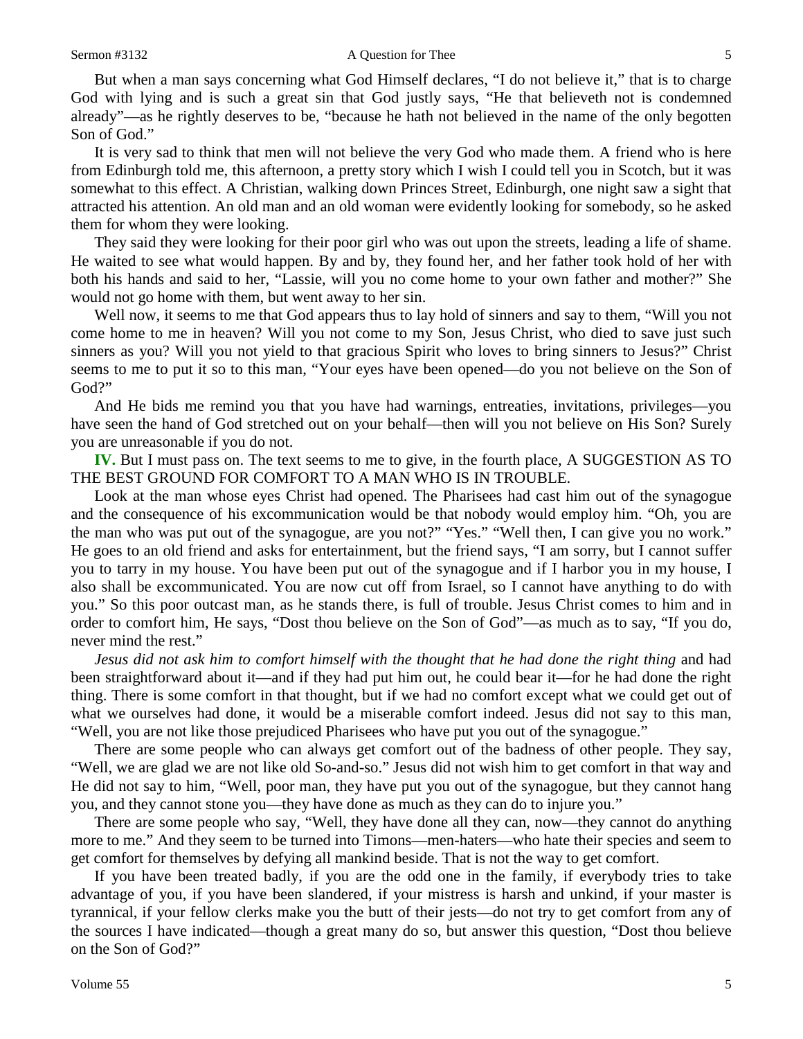But when a man says concerning what God Himself declares, "I do not believe it," that is to charge God with lying and is such a great sin that God justly says, "He that believeth not is condemned already"—as he rightly deserves to be, "because he hath not believed in the name of the only begotten Son of God."

It is very sad to think that men will not believe the very God who made them. A friend who is here from Edinburgh told me, this afternoon, a pretty story which I wish I could tell you in Scotch, but it was somewhat to this effect. A Christian, walking down Princes Street, Edinburgh, one night saw a sight that attracted his attention. An old man and an old woman were evidently looking for somebody, so he asked them for whom they were looking.

They said they were looking for their poor girl who was out upon the streets, leading a life of shame. He waited to see what would happen. By and by, they found her, and her father took hold of her with both his hands and said to her, "Lassie, will you no come home to your own father and mother?" She would not go home with them, but went away to her sin.

Well now, it seems to me that God appears thus to lay hold of sinners and say to them, "Will you not come home to me in heaven? Will you not come to my Son, Jesus Christ, who died to save just such sinners as you? Will you not yield to that gracious Spirit who loves to bring sinners to Jesus?" Christ seems to me to put it so to this man, "Your eyes have been opened—do you not believe on the Son of God?"

And He bids me remind you that you have had warnings, entreaties, invitations, privileges—you have seen the hand of God stretched out on your behalf—then will you not believe on His Son? Surely you are unreasonable if you do not.

**IV.** But I must pass on. The text seems to me to give, in the fourth place, A SUGGESTION AS TO THE BEST GROUND FOR COMFORT TO A MAN WHO IS IN TROUBLE.

Look at the man whose eyes Christ had opened. The Pharisees had cast him out of the synagogue and the consequence of his excommunication would be that nobody would employ him. "Oh, you are the man who was put out of the synagogue, are you not?" "Yes." "Well then, I can give you no work." He goes to an old friend and asks for entertainment, but the friend says, "I am sorry, but I cannot suffer you to tarry in my house. You have been put out of the synagogue and if I harbor you in my house, I also shall be excommunicated. You are now cut off from Israel, so I cannot have anything to do with you." So this poor outcast man, as he stands there, is full of trouble. Jesus Christ comes to him and in order to comfort him, He says, "Dost thou believe on the Son of God"—as much as to say, "If you do, never mind the rest."

*Jesus did not ask him to comfort himself with the thought that he had done the right thing* and had been straightforward about it—and if they had put him out, he could bear it—for he had done the right thing. There is some comfort in that thought, but if we had no comfort except what we could get out of what we ourselves had done, it would be a miserable comfort indeed. Jesus did not say to this man, "Well, you are not like those prejudiced Pharisees who have put you out of the synagogue."

There are some people who can always get comfort out of the badness of other people. They say, "Well, we are glad we are not like old So-and-so." Jesus did not wish him to get comfort in that way and He did not say to him, "Well, poor man, they have put you out of the synagogue, but they cannot hang you, and they cannot stone you—they have done as much as they can do to injure you."

There are some people who say, "Well, they have done all they can, now—they cannot do anything more to me." And they seem to be turned into Timons—men-haters—who hate their species and seem to get comfort for themselves by defying all mankind beside. That is not the way to get comfort.

If you have been treated badly, if you are the odd one in the family, if everybody tries to take advantage of you, if you have been slandered, if your mistress is harsh and unkind, if your master is tyrannical, if your fellow clerks make you the butt of their jests—do not try to get comfort from any of the sources I have indicated—though a great many do so, but answer this question, "Dost thou believe on the Son of God?"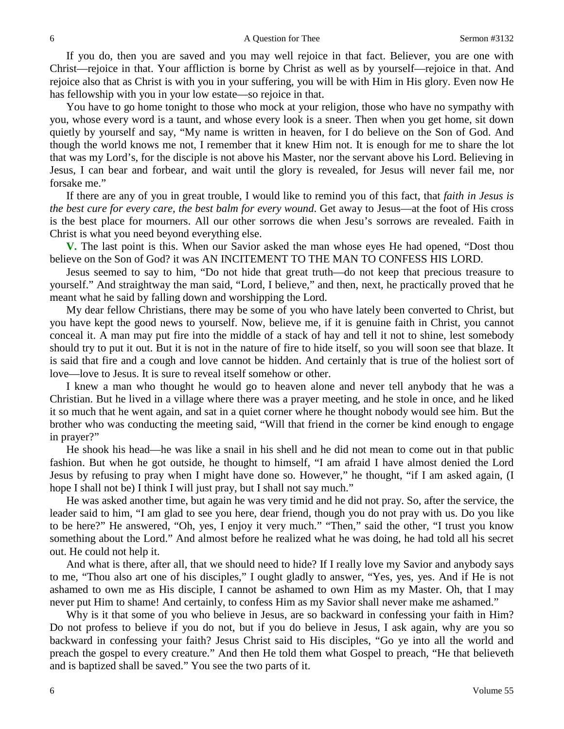If you do, then you are saved and you may well rejoice in that fact. Believer, you are one with Christ—rejoice in that. Your affliction is borne by Christ as well as by yourself—rejoice in that. And rejoice also that as Christ is with you in your suffering, you will be with Him in His glory. Even now He has fellowship with you in your low estate—so rejoice in that.

You have to go home tonight to those who mock at your religion, those who have no sympathy with you, whose every word is a taunt, and whose every look is a sneer. Then when you get home, sit down quietly by yourself and say, "My name is written in heaven, for I do believe on the Son of God. And though the world knows me not, I remember that it knew Him not. It is enough for me to share the lot that was my Lord's, for the disciple is not above his Master, nor the servant above his Lord. Believing in Jesus, I can bear and forbear, and wait until the glory is revealed, for Jesus will never fail me, nor forsake me."

If there are any of you in great trouble, I would like to remind you of this fact, that *faith in Jesus is the best cure for every care, the best balm for every wound*. Get away to Jesus—at the foot of His cross is the best place for mourners. All our other sorrows die when Jesu's sorrows are revealed. Faith in Christ is what you need beyond everything else.

**V.** The last point is this. When our Savior asked the man whose eyes He had opened, "Dost thou believe on the Son of God? it was AN INCITEMENT TO THE MAN TO CONFESS HIS LORD.

Jesus seemed to say to him, "Do not hide that great truth—do not keep that precious treasure to yourself." And straightway the man said, "Lord, I believe," and then, next, he practically proved that he meant what he said by falling down and worshipping the Lord.

My dear fellow Christians, there may be some of you who have lately been converted to Christ, but you have kept the good news to yourself. Now, believe me, if it is genuine faith in Christ, you cannot conceal it. A man may put fire into the middle of a stack of hay and tell it not to shine, lest somebody should try to put it out. But it is not in the nature of fire to hide itself, so you will soon see that blaze. It is said that fire and a cough and love cannot be hidden. And certainly that is true of the holiest sort of love—love to Jesus. It is sure to reveal itself somehow or other.

I knew a man who thought he would go to heaven alone and never tell anybody that he was a Christian. But he lived in a village where there was a prayer meeting, and he stole in once, and he liked it so much that he went again, and sat in a quiet corner where he thought nobody would see him. But the brother who was conducting the meeting said, "Will that friend in the corner be kind enough to engage in prayer?"

He shook his head—he was like a snail in his shell and he did not mean to come out in that public fashion. But when he got outside, he thought to himself, "I am afraid I have almost denied the Lord Jesus by refusing to pray when I might have done so. However," he thought, "if I am asked again, (I hope I shall not be) I think I will just pray, but I shall not say much."

He was asked another time, but again he was very timid and he did not pray. So, after the service, the leader said to him, "I am glad to see you here, dear friend, though you do not pray with us. Do you like to be here?" He answered, "Oh, yes, I enjoy it very much." "Then," said the other, "I trust you know something about the Lord." And almost before he realized what he was doing, he had told all his secret out. He could not help it.

And what is there, after all, that we should need to hide? If I really love my Savior and anybody says to me, "Thou also art one of his disciples," I ought gladly to answer, "Yes, yes, yes. And if He is not ashamed to own me as His disciple, I cannot be ashamed to own Him as my Master. Oh, that I may never put Him to shame! And certainly, to confess Him as my Savior shall never make me ashamed."

Why is it that some of you who believe in Jesus, are so backward in confessing your faith in Him? Do not profess to believe if you do not, but if you do believe in Jesus, I ask again, why are you so backward in confessing your faith? Jesus Christ said to His disciples, "Go ye into all the world and preach the gospel to every creature." And then He told them what Gospel to preach, "He that believeth and is baptized shall be saved." You see the two parts of it.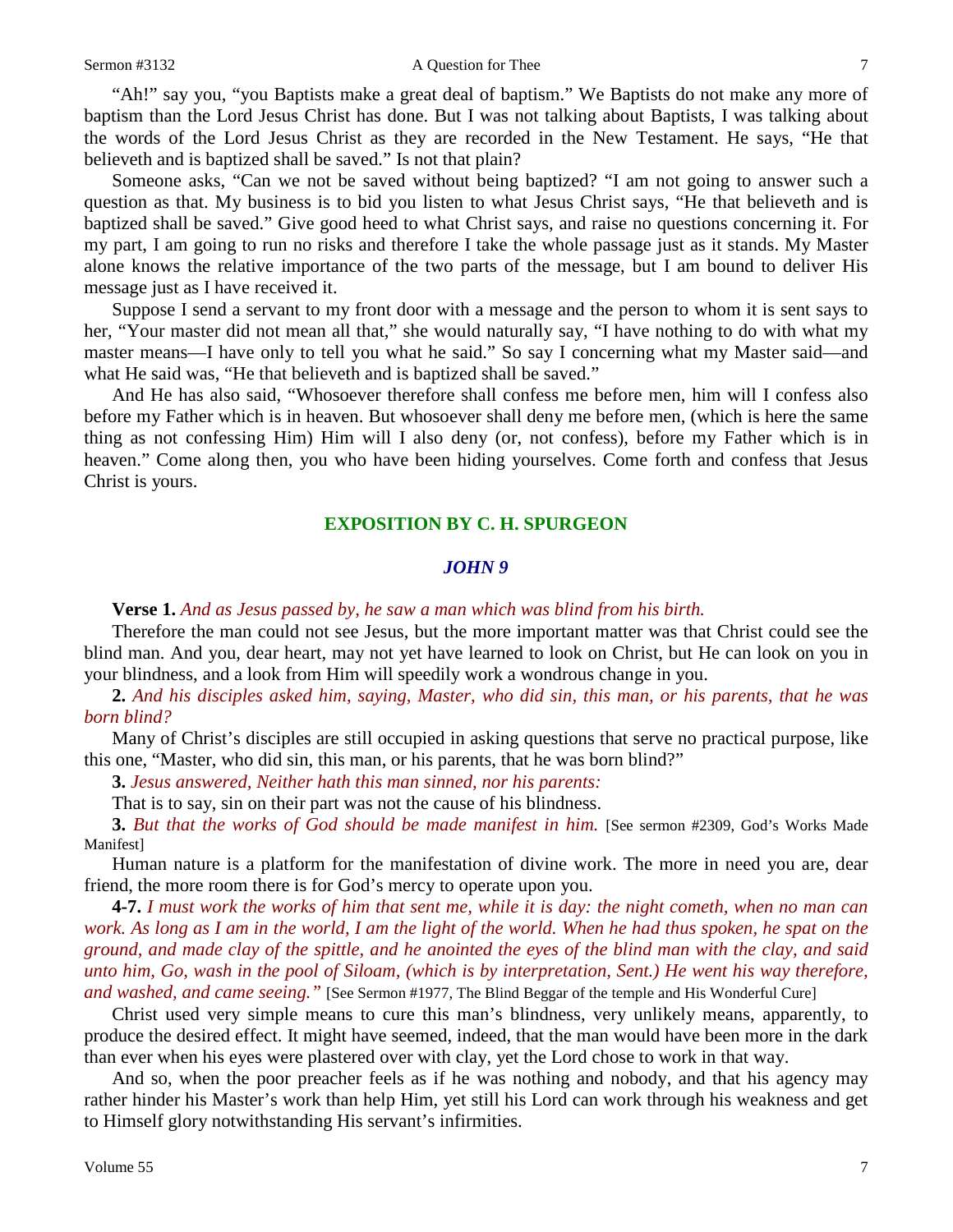"Ah!" say you, "you Baptists make a great deal of baptism." We Baptists do not make any more of baptism than the Lord Jesus Christ has done. But I was not talking about Baptists, I was talking about the words of the Lord Jesus Christ as they are recorded in the New Testament. He says, "He that believeth and is baptized shall be saved." Is not that plain?

Someone asks, "Can we not be saved without being baptized? "I am not going to answer such a question as that. My business is to bid you listen to what Jesus Christ says, "He that believeth and is baptized shall be saved." Give good heed to what Christ says, and raise no questions concerning it. For my part, I am going to run no risks and therefore I take the whole passage just as it stands. My Master alone knows the relative importance of the two parts of the message, but I am bound to deliver His message just as I have received it.

Suppose I send a servant to my front door with a message and the person to whom it is sent says to her, "Your master did not mean all that," she would naturally say, "I have nothing to do with what my master means—I have only to tell you what he said." So say I concerning what my Master said—and what He said was, "He that believeth and is baptized shall be saved."

And He has also said, "Whosoever therefore shall confess me before men, him will I confess also before my Father which is in heaven. But whosoever shall deny me before men, (which is here the same thing as not confessing Him) Him will I also deny (or, not confess), before my Father which is in heaven." Come along then, you who have been hiding yourselves. Come forth and confess that Jesus Christ is yours.

## EXPOSITION BY C. H. SPURGEON

### *JOHN 9*

**Verse 1.** *And as Jesus passed by, he saw a man which was blind from his birth.*

Therefore the man could not see Jesus, but the more important matter was that Christ could see the blind man. And you, dear heart, may not yet have learned to look on Christ, but He can look on you in your blindness, and a look from Him will speedily work a wondrous change in you.

**2.** *And his disciples asked him, saying, Master, who did sin, this man, or his parents, that he was born blind?*

Many of Christ's disciples are still occupied in asking questions that serve no practical purpose, like this one, "Master, who did sin, this man, or his parents, that he was born blind?"

**3.** *Jesus answered, Neither hath this man sinned, nor his parents:*

That is to say, sin on their part was not the cause of his blindness.

**3.** *But that the works of God should be made manifest in him.* [See sermon #2309, God's Works Made Manifest]

Human nature is a platform for the manifestation of divine work. The more in need you are, dear friend, the more room there is for God's mercy to operate upon you.

**4-7.** *I must work the works of him that sent me, while it is day: the night cometh, when no man can work. As long as I am in the world, I am the light of the world. When he had thus spoken, he spat on the ground, and made clay of the spittle, and he anointed the eyes of the blind man with the clay, and said unto him, Go, wash in the pool of Siloam, (which is by interpretation, Sent.) He went his way therefore, and washed, and came seeing."* [See Sermon #1977, The Blind Beggar of the temple and His Wonderful Cure]

Christ used very simple means to cure this man's blindness, very unlikely means, apparently, to produce the desired effect. It might have seemed, indeed, that the man would have been more in the dark than ever when his eyes were plastered over with clay, yet the Lord chose to work in that way.

And so, when the poor preacher feels as if he was nothing and nobody, and that his agency may rather hinder his Master's work than help Him, yet still his Lord can work through his weakness and get to Himself glory notwithstanding His servant's infirmities.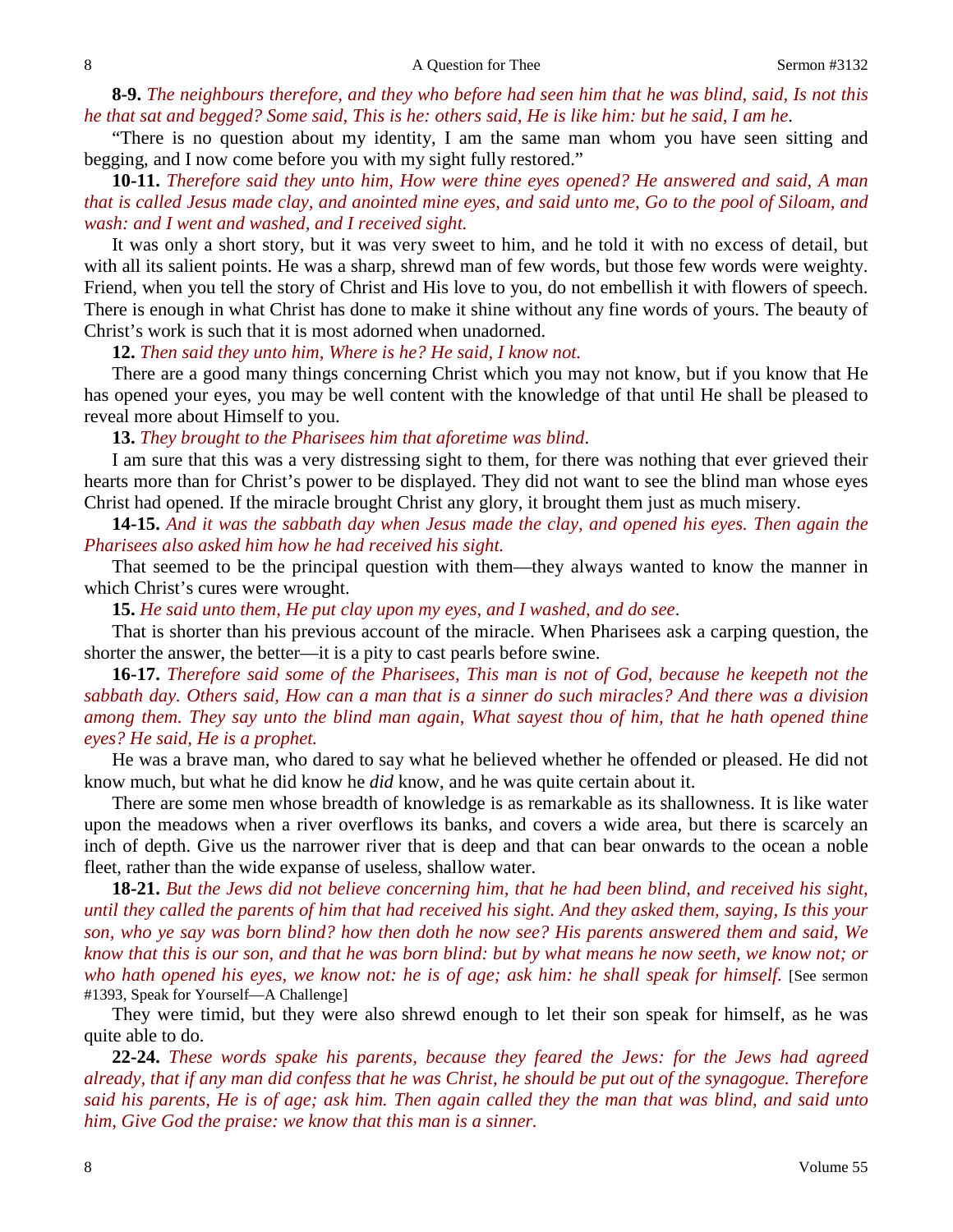**8-9.** *The neighbours therefore, and they who before had seen him that he was blind, said, Is not this he that sat and begged? Some said, This is he: others said, He is like him: but he said, I am he.*

"There is no question about my identity, I am the same man whom you have seen sitting and begging, and I now come before you with my sight fully restored."

**10-11.** *Therefore said they unto him, How were thine eyes opened? He answered and said, A man that is called Jesus made clay, and anointed mine eyes, and said unto me, Go to the pool of Siloam, and wash: and I went and washed, and I received sight.*

It was only a short story, but it was very sweet to him, and he told it with no excess of detail, but with all its salient points. He was a sharp, shrewd man of few words, but those few words were weighty. Friend, when you tell the story of Christ and His love to you, do not embellish it with flowers of speech. There is enough in what Christ has done to make it shine without any fine words of yours. The beauty of Christ's work is such that it is most adorned when unadorned.

**12.** *Then said they unto him, Where is he? He said, I know not.*

There are a good many things concerning Christ which you may not know, but if you know that He has opened your eyes, you may be well content with the knowledge of that until He shall be pleased to reveal more about Himself to you.

**13.** *They brought to the Pharisees him that aforetime was blind.*

I am sure that this was a very distressing sight to them, for there was nothing that ever grieved their hearts more than for Christ's power to be displayed. They did not want to see the blind man whose eyes Christ had opened. If the miracle brought Christ any glory, it brought them just as much misery.

**14-15.** *And it was the sabbath day when Jesus made the clay, and opened his eyes. Then again the Pharisees also asked him how he had received his sight.*

That seemed to be the principal question with them—they always wanted to know the manner in which Christ's cures were wrought.

**15.** *He said unto them, He put clay upon my eyes, and I washed, and do see.*

That is shorter than his previous account of the miracle. When Pharisees ask a carping question, the shorter the answer, the better—it is a pity to cast pearls before swine.

**16-17.** *Therefore said some of the Pharisees, This man is not of God, because he keepeth not the sabbath day. Others said, How can a man that is a sinner do such miracles? And there was a division among them. They say unto the blind man again, What sayest thou of him, that he hath opened thine eyes? He said, He is a prophet.*

He was a brave man, who dared to say what he believed whether he offended or pleased. He did not know much, but what he did know he *did* know, and he was quite certain about it.

There are some men whose breadth of knowledge is as remarkable as its shallowness. It is like water upon the meadows when a river overflows its banks, and covers a wide area, but there is scarcely an inch of depth. Give us the narrower river that is deep and that can bear onwards to the ocean a noble fleet, rather than the wide expanse of useless, shallow water.

**18-21.** *But the Jews did not believe concerning him, that he had been blind, and received his sight, until they called the parents of him that had received his sight. And they asked them, saying, Is this your son, who ye say was born blind? how then doth he now see? His parents answered them and said, We know that this is our son, and that he was born blind: but by what means he now seeth, we know not; or who hath opened his eyes, we know not: he is of age; ask him: he shall speak for himself.* [See sermon #1393, Speak for Yourself—A Challenge]

They were timid, but they were also shrewd enough to let their son speak for himself, as he was quite able to do.

**22-24.** *These words spake his parents, because they feared the Jews: for the Jews had agreed already, that if any man did confess that he was Christ, he should be put out of the synagogue. Therefore said his parents, He is of age; ask him. Then again called they the man that was blind, and said unto him, Give God the praise: we know that this man is a sinner.*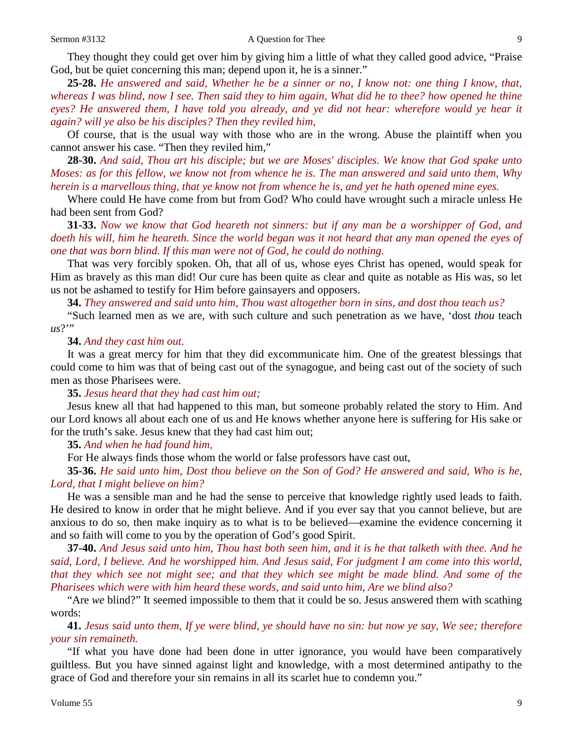They thought they could get over him by giving him a little of what they called good advice, "Praise God, but be quiet concerning this man; depend upon it, he is a sinner."

**25-28.** *He answered and said, Whether he be a sinner or no, I know not: one thing I know, that, whereas I was blind, now I see. Then said they to him again, What did he to thee? how opened he thine eyes? He answered them, I have told you already, and ye did not hear: wherefore would ye hear it again? will ye also be his disciples? Then they reviled him,*

Of course, that is the usual way with those who are in the wrong. Abuse the plaintiff when you cannot answer his case. "Then they reviled him,"

**28-30.** *And said, Thou art his disciple; but we are Moses' disciples. We know that God spake unto Moses: as for this fellow, we know not from whence he is. The man answered and said unto them, Why herein is a marvellous thing, that ye know not from whence he is, and yet he hath opened mine eyes.*

Where could He have come from but from God? Who could have wrought such a miracle unless He had been sent from God?

**31-33.** *Now we know that God heareth not sinners: but if any man be a worshipper of God, and doeth his will, him he heareth. Since the world began was it not heard that any man opened the eyes of one that was born blind. If this man were not of God, he could do nothing.*

That was very forcibly spoken. Oh, that all of us, whose eyes Christ has opened, would speak for Him as bravely as this man did! Our cure has been quite as clear and quite as notable as His was, so let us not be ashamed to testify for Him before gainsayers and opposers.

**34.** *They answered and said unto him, Thou wast altogether born in sins, and dost thou teach us?*

"Such learned men as we are, with such culture and such penetration as we have, 'dost *thou* teach *us*?'"

**34.** *And they cast him out.*

It was a great mercy for him that they did excommunicate him. One of the greatest blessings that could come to him was that of being cast out of the synagogue, and being cast out of the society of such men as those Pharisees were.

**35.** *Jesus heard that they had cast him out;*

Jesus knew all that had happened to this man, but someone probably related the story to Him. And our Lord knows all about each one of us and He knows whether anyone here is suffering for His sake or for the truth's sake. Jesus knew that they had cast him out;

**35.** *And when he had found him,*

For He always finds those whom the world or false professors have cast out,

**35-36.** *He said unto him, Dost thou believe on the Son of God? He answered and said, Who is he, Lord, that I might believe on him?*

He was a sensible man and he had the sense to perceive that knowledge rightly used leads to faith. He desired to know in order that he might believe. And if you ever say that you cannot believe, but are anxious to do so, then make inquiry as to what is to be believed—examine the evidence concerning it and so faith will come to you by the operation of God's good Spirit.

**37-40.** *And Jesus said unto him, Thou hast both seen him, and it is he that talketh with thee. And he said, Lord, I believe. And he worshipped him. And Jesus said, For judgment I am come into this world, that they which see not might see; and that they which see might be made blind. And some of the Pharisees which were with him heard these words, and said unto him, Are we blind also?*

"Are *we* blind?" It seemed impossible to them that it could be so. Jesus answered them with scathing words:

**41.** *Jesus said unto them, If ye were blind, ye should have no sin: but now ye say, We see; therefore your sin remaineth.*

"If what you have done had been done in utter ignorance, you would have been comparatively guiltless. But you have sinned against light and knowledge, with a most determined antipathy to the grace of God and therefore your sin remains in all its scarlet hue to condemn you."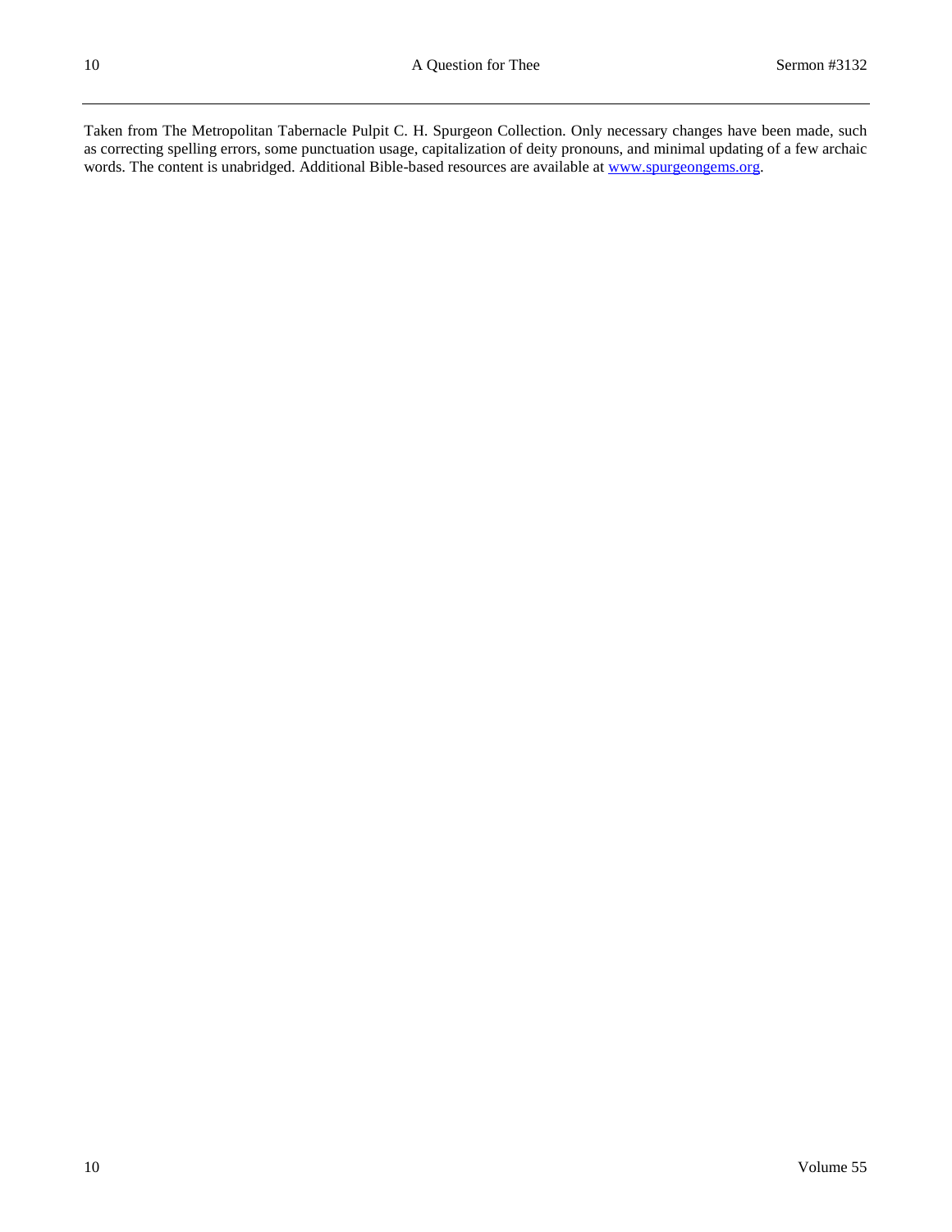Taken from The Metropolitan Tabernacle Pulpit C. H. Spurgeon Collection. Only necessary changes have been made, such as correcting spelling errors, some punctuation usage, capitalization of deity pronouns, and minimal updating of a few archaic words. The content is unabridged. Additional Bible-based resources are available at [www.spurgeongems.org](http://www.spurgeongems.org).